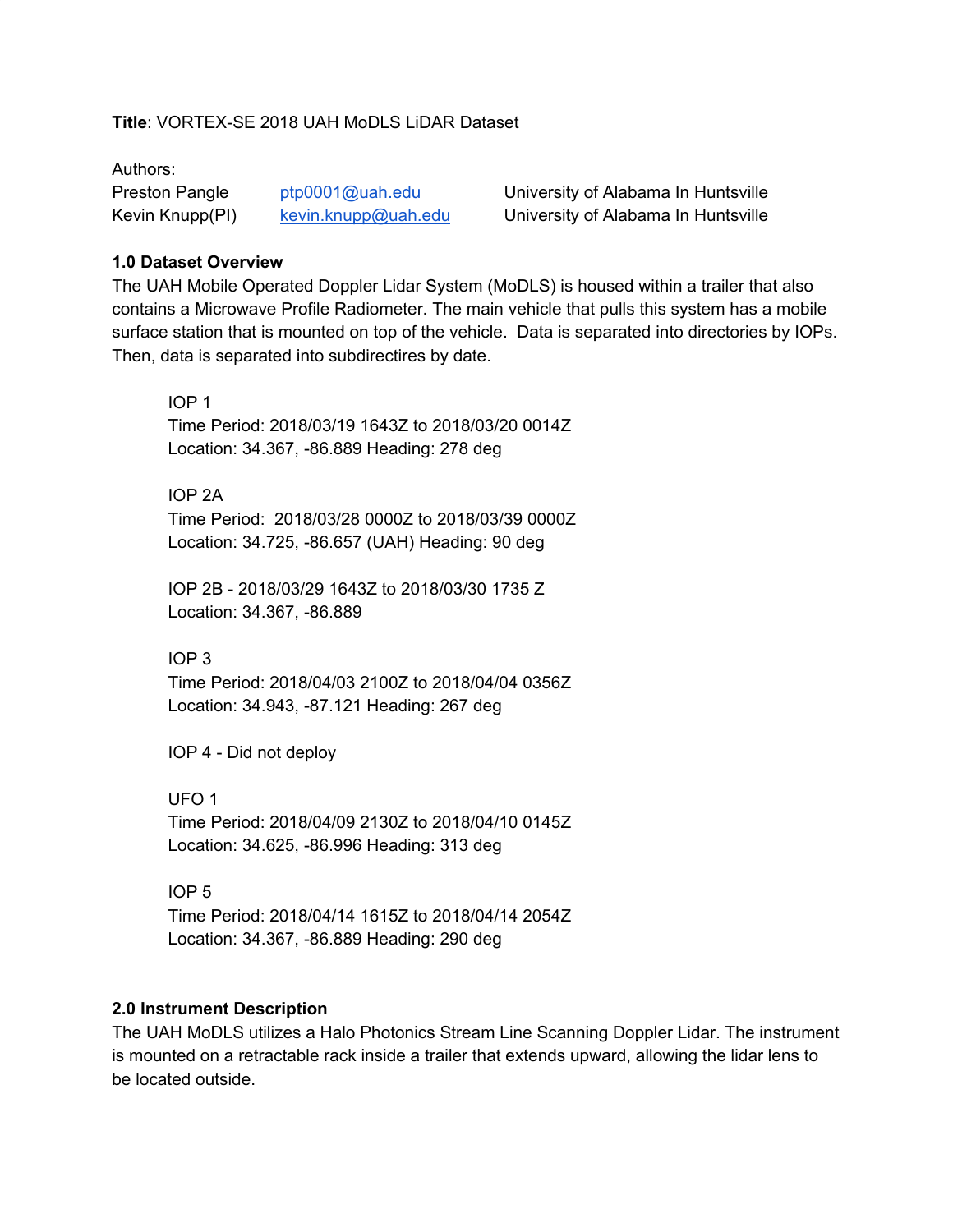**Title**: VORTEX-SE 2018 UAH MoDLS LiDAR Dataset

Authors:

| | | |
|---|---|---|
| Preston Pangle | ptp0001@uah.edu | University of Alabama In Huntsville |
| Kevin Knupp(PI) | kevin.knupp@uah.edu | University of Alabama In Huntsville |

**1.0 Dataset Overview**

The UAH Mobile Operated Doppler Lidar System (MoDLS) is housed within a trailer that also contains a Microwave Profile Radiometer. The main vehicle that pulls this system has a mobile surface station that is mounted on top of the vehicle. Data is separated into directories by IOPs. Then, data is separated into subdirectires by date.

IOP 1
Time Period: 2018/03/19 1643Z to 2018/03/20 0014Z
Location: 34.367, -86.889 Heading: 278 deg

IOP 2A
Time Period: 2018/03/28 0000Z to 2018/03/39 0000Z
Location: 34.725, -86.657 (UAH) Heading: 90 deg

IOP 2B - 2018/03/29 1643Z to 2018/03/30 1735 Z
Location: 34.367, -86.889

IOP 3
Time Period: 2018/04/03 2100Z to 2018/04/04 0356Z
Location: 34.943, -87.121 Heading: 267 deg

IOP 4 - Did not deploy

UFO 1
Time Period: 2018/04/09 2130Z to 2018/04/10 0145Z
Location: 34.625, -86.996 Heading: 313 deg

IOP 5
Time Period: 2018/04/14 1615Z to 2018/04/14 2054Z
Location: 34.367, -86.889 Heading: 290 deg

**2.0 Instrument Description**

The UAH MoDLS utilizes a Halo Photonics Stream Line Scanning Doppler Lidar. The instrument is mounted on a retractable rack inside a trailer that extends upward, allowing the lidar lens to be located outside.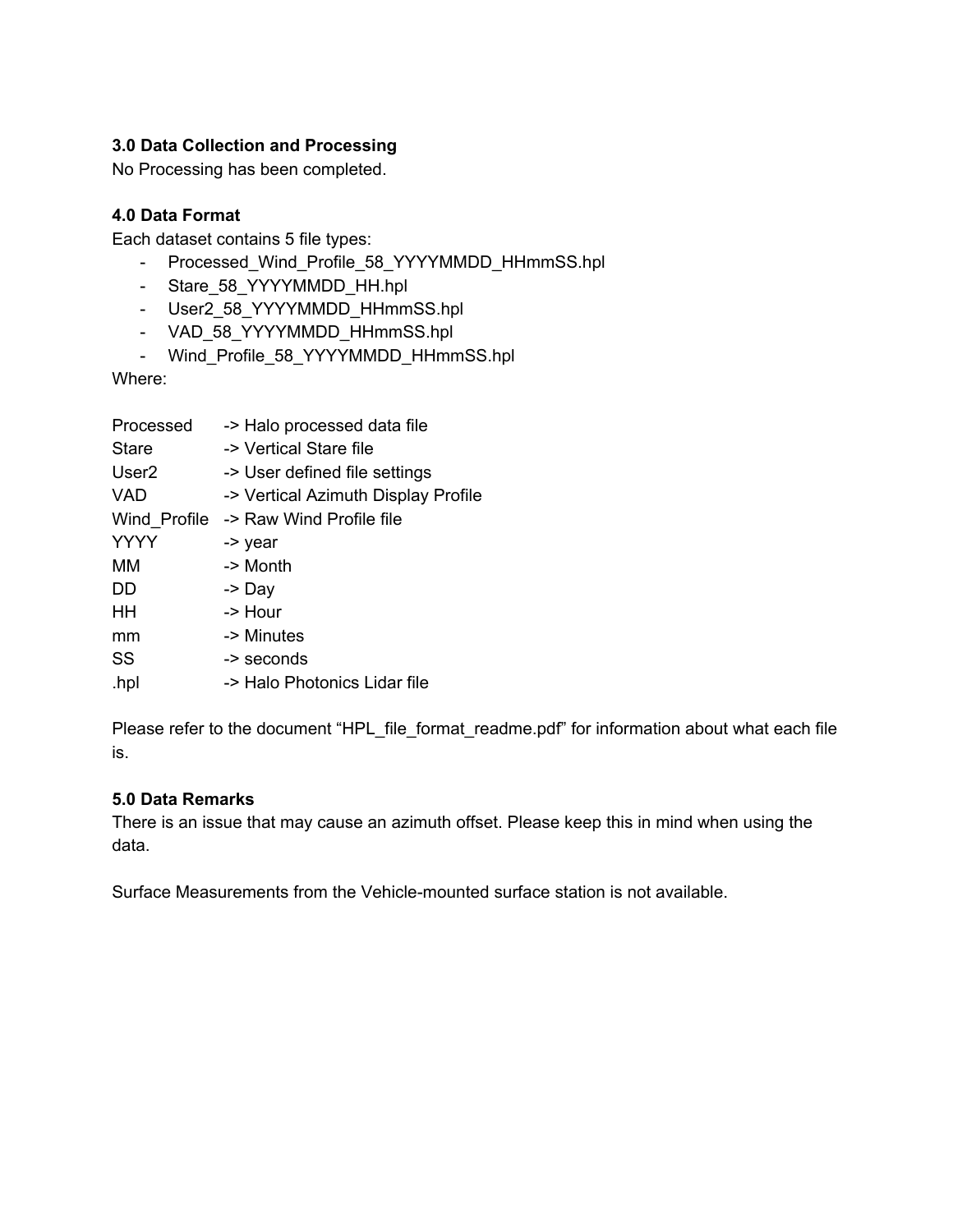**3.0 Data Collection and Processing**

No Processing has been completed.

**4.0 Data Format**

Each dataset contains 5 file types:

- Processed_Wind_Profile_58_YYYYMMDD_HHmmSS.hpl
- Stare_58_YYYYMMDD_HH.hpl
- User2_58_YYYYMMDD_HHmmSS.hpl
- VAD_58_YYYYMMDD_HHmmSS.hpl
- Wind_Profile_58_YYYYMMDD_HHmmSS.hpl

Where:

| | |
|---|---|
| Processed | -> Halo processed data file |
| Stare | -> Vertical Stare file |
| User2 | -> User defined file settings |
| VAD | -> Vertical Azimuth Display Profile |
| Wind_Profile | -> Raw Wind Profile file |
| YYYY | -> year |
| MM | -> Month |
| DD | -> Day |
| HH | -> Hour |
| mm | -> Minutes |
| SS | -> seconds |
| .hpl | -> Halo Photonics Lidar file |

Please refer to the document "HPL_file_format_readme.pdf" for information about what each file is.

**5.0 Data Remarks**

There is an issue that may cause an azimuth offset. Please keep this in mind when using the data.

Surface Measurements from the Vehicle-mounted surface station is not available.